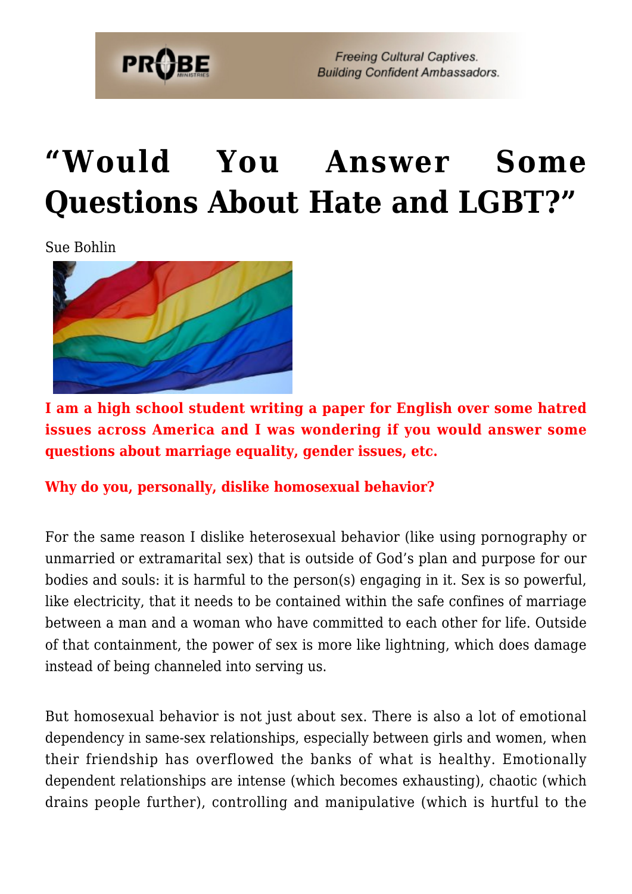# "Would You Answer Some Questions About Hate and LGBT?"

Sue Bohlin

**I am a high school student writing a paper for English over some hatred issues across America and I was wondering if you would answer some questions about marriage equality, gender issues, etc.**

**Why do you, personally, dislike homosexual behavior?**

For the same reason I dislike heterosexual behavior (like using pornography or unmarried or extramarital sex) that is outside of God's plan and purpose for our bodies and souls: it is harmful to the person(s) engaging in it. Sex is so powerful, like electricity, that it needs to be contained within the safe confines of marriage between a man and a woman who have committed to each other for life. Outside of that containment, the power of sex is more like lightning, which does damage instead of being channeled into serving us.

But homosexual behavior is not just about sex. There is also a lot of emotional dependency in same-sex relationships, especially between girls and women, when their friendship has overflowed the banks of what is healthy. Emotionally dependent relationships are intense (which becomes exhausting), chaotic (which drains people further), controlling and manipulative (which is hurtful to the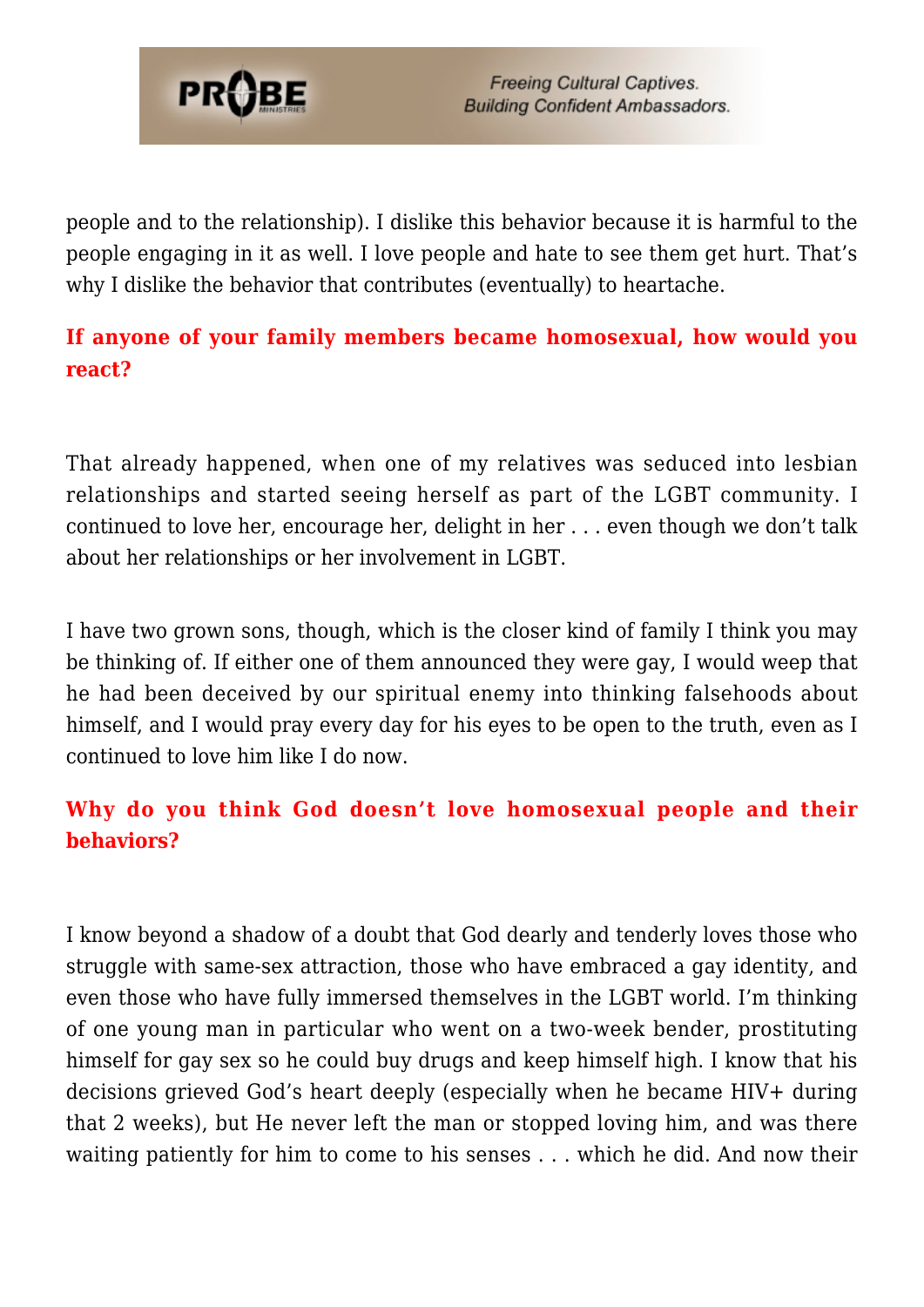people and to the relationship). I dislike this behavior because it is harmful to the people engaging in it as well. I love people and hate to see them get hurt. That's why I dislike the behavior that contributes (eventually) to heartache.

**If anyone of your family members became homosexual, how would you react?**

That already happened, when one of my relatives was seduced into lesbian relationships and started seeing herself as part of the LGBT community. I continued to love her, encourage her, delight in her . . . even though we don't talk about her relationships or her involvement in LGBT.

I have two grown sons, though, which is the closer kind of family I think you may be thinking of. If either one of them announced they were gay, I would weep that he had been deceived by our spiritual enemy into thinking falsehoods about himself, and I would pray every day for his eyes to be open to the truth, even as I continued to love him like I do now.

**Why do you think God doesn't love homosexual people and their behaviors?**

I know beyond a shadow of a doubt that God dearly and tenderly loves those who struggle with same-sex attraction, those who have embraced a gay identity, and even those who have fully immersed themselves in the LGBT world. I'm thinking of one young man in particular who went on a two-week bender, prostituting himself for gay sex so he could buy drugs and keep himself high. I know that his decisions grieved God's heart deeply (especially when he became HIV+ during that 2 weeks), but He never left the man or stopped loving him, and was there waiting patiently for him to come to his senses . . . which he did. And now their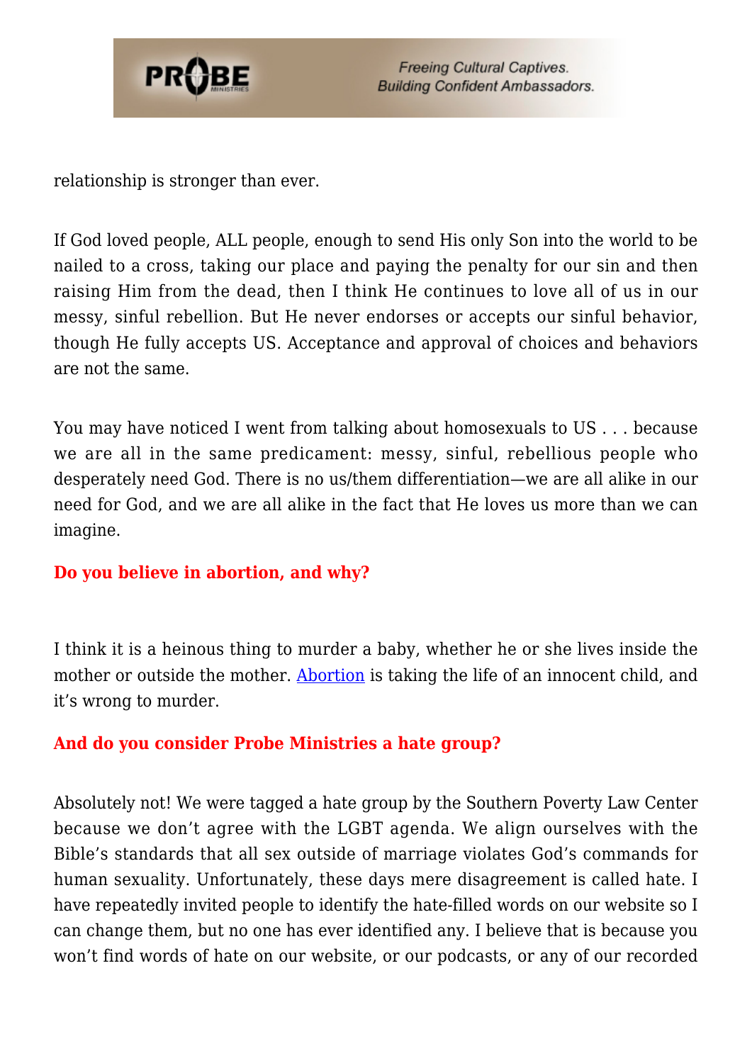relationship is stronger than ever.

If God loved people, ALL people, enough to send His only Son into the world to be nailed to a cross, taking our place and paying the penalty for our sin and then raising Him from the dead, then I think He continues to love all of us in our messy, sinful rebellion. But He never endorses or accepts our sinful behavior, though He fully accepts US. Acceptance and approval of choices and behaviors are not the same.

You may have noticed I went from talking about homosexuals to US . . . because we are all in the same predicament: messy, sinful, rebellious people who desperately need God. There is no us/them differentiation—we are all alike in our need for God, and we are all alike in the fact that He loves us more than we can imagine.

**Do you believe in abortion, and why?**

I think it is a heinous thing to murder a baby, whether he or she lives inside the mother or outside the mother. Abortion is taking the life of an innocent child, and it's wrong to murder.

**And do you consider Probe Ministries a hate group?**

Absolutely not! We were tagged a hate group by the Southern Poverty Law Center because we don't agree with the LGBT agenda. We align ourselves with the Bible's standards that all sex outside of marriage violates God's commands for human sexuality. Unfortunately, these days mere disagreement is called hate. I have repeatedly invited people to identify the hate-filled words on our website so I can change them, but no one has ever identified any. I believe that is because you won't find words of hate on our website, or our podcasts, or any of our recorded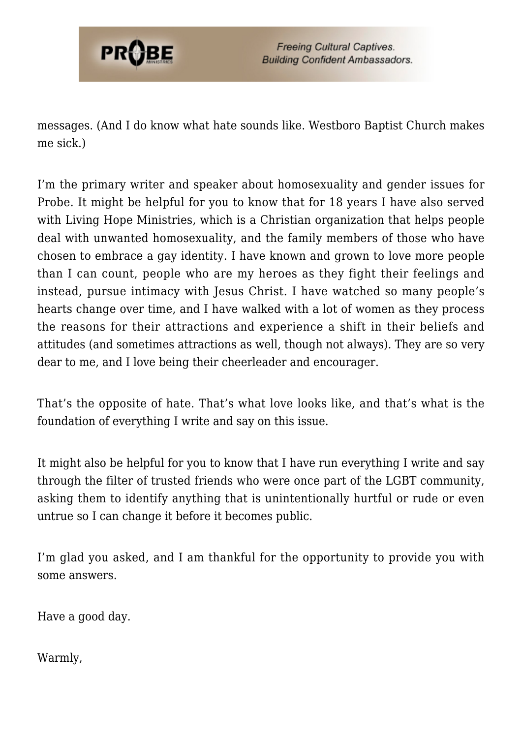messages. (And I do know what hate sounds like. Westboro Baptist Church makes me sick.)

I'm the primary writer and speaker about homosexuality and gender issues for Probe. It might be helpful for you to know that for 18 years I have also served with Living Hope Ministries, which is a Christian organization that helps people deal with unwanted homosexuality, and the family members of those who have chosen to embrace a gay identity. I have known and grown to love more people than I can count, people who are my heroes as they fight their feelings and instead, pursue intimacy with Jesus Christ. I have watched so many people's hearts change over time, and I have walked with a lot of women as they process the reasons for their attractions and experience a shift in their beliefs and attitudes (and sometimes attractions as well, though not always). They are so very dear to me, and I love being their cheerleader and encourager.

That's the opposite of hate. That's what love looks like, and that's what is the foundation of everything I write and say on this issue.

It might also be helpful for you to know that I have run everything I write and say through the filter of trusted friends who were once part of the LGBT community, asking them to identify anything that is unintentionally hurtful or rude or even untrue so I can change it before it becomes public.

I'm glad you asked, and I am thankful for the opportunity to provide you with some answers.

Have a good day.

Warmly,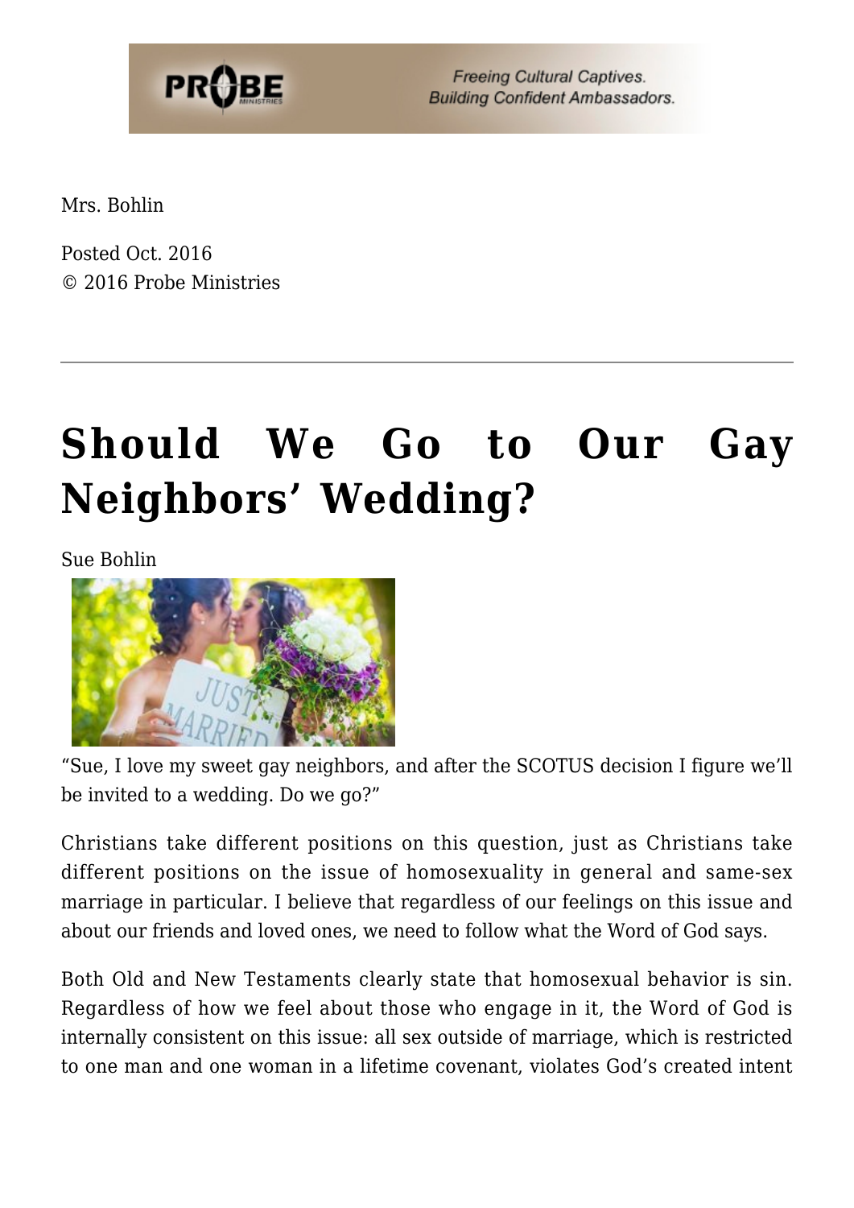Mrs. Bohlin

Posted Oct. 2016
© 2016 Probe Ministries

---

# Should We Go to Our Gay Neighbors' Wedding?

Sue Bohlin

"Sue, I love my sweet gay neighbors, and after the SCOTUS decision I figure we'll be invited to a wedding. Do we go?"

Christians take different positions on this question, just as Christians take different positions on the issue of homosexuality in general and same-sex marriage in particular. I believe that regardless of our feelings on this issue and about our friends and loved ones, we need to follow what the Word of God says.

Both Old and New Testaments clearly state that homosexual behavior is sin. Regardless of how we feel about those who engage in it, the Word of God is internally consistent on this issue: all sex outside of marriage, which is restricted to one man and one woman in a lifetime covenant, violates God's created intent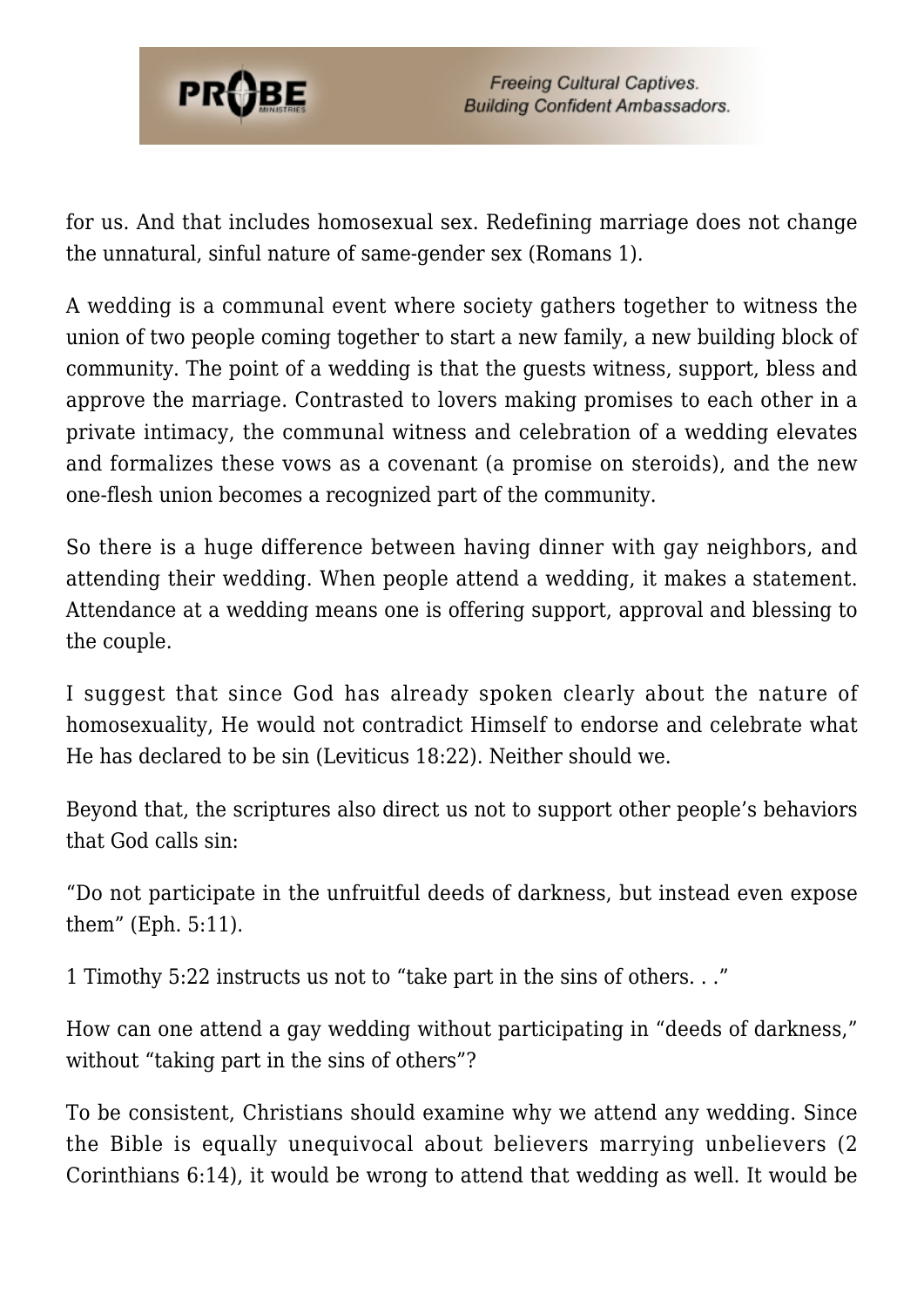for us. And that includes homosexual sex. Redefining marriage does not change the unnatural, sinful nature of same-gender sex (Romans 1).

A wedding is a communal event where society gathers together to witness the union of two people coming together to start a new family, a new building block of community. The point of a wedding is that the guests witness, support, bless and approve the marriage. Contrasted to lovers making promises to each other in a private intimacy, the communal witness and celebration of a wedding elevates and formalizes these vows as a covenant (a promise on steroids), and the new one-flesh union becomes a recognized part of the community.

So there is a huge difference between having dinner with gay neighbors, and attending their wedding. When people attend a wedding, it makes a statement. Attendance at a wedding means one is offering support, approval and blessing to the couple.

I suggest that since God has already spoken clearly about the nature of homosexuality, He would not contradict Himself to endorse and celebrate what He has declared to be sin (Leviticus 18:22). Neither should we.

Beyond that, the scriptures also direct us not to support other people's behaviors that God calls sin:

"Do not participate in the unfruitful deeds of darkness, but instead even expose them" (Eph. 5:11).

1 Timothy 5:22 instructs us not to "take part in the sins of others. . ."

How can one attend a gay wedding without participating in "deeds of darkness," without "taking part in the sins of others"?

To be consistent, Christians should examine why we attend any wedding. Since the Bible is equally unequivocal about believers marrying unbelievers (2 Corinthians 6:14), it would be wrong to attend that wedding as well. It would be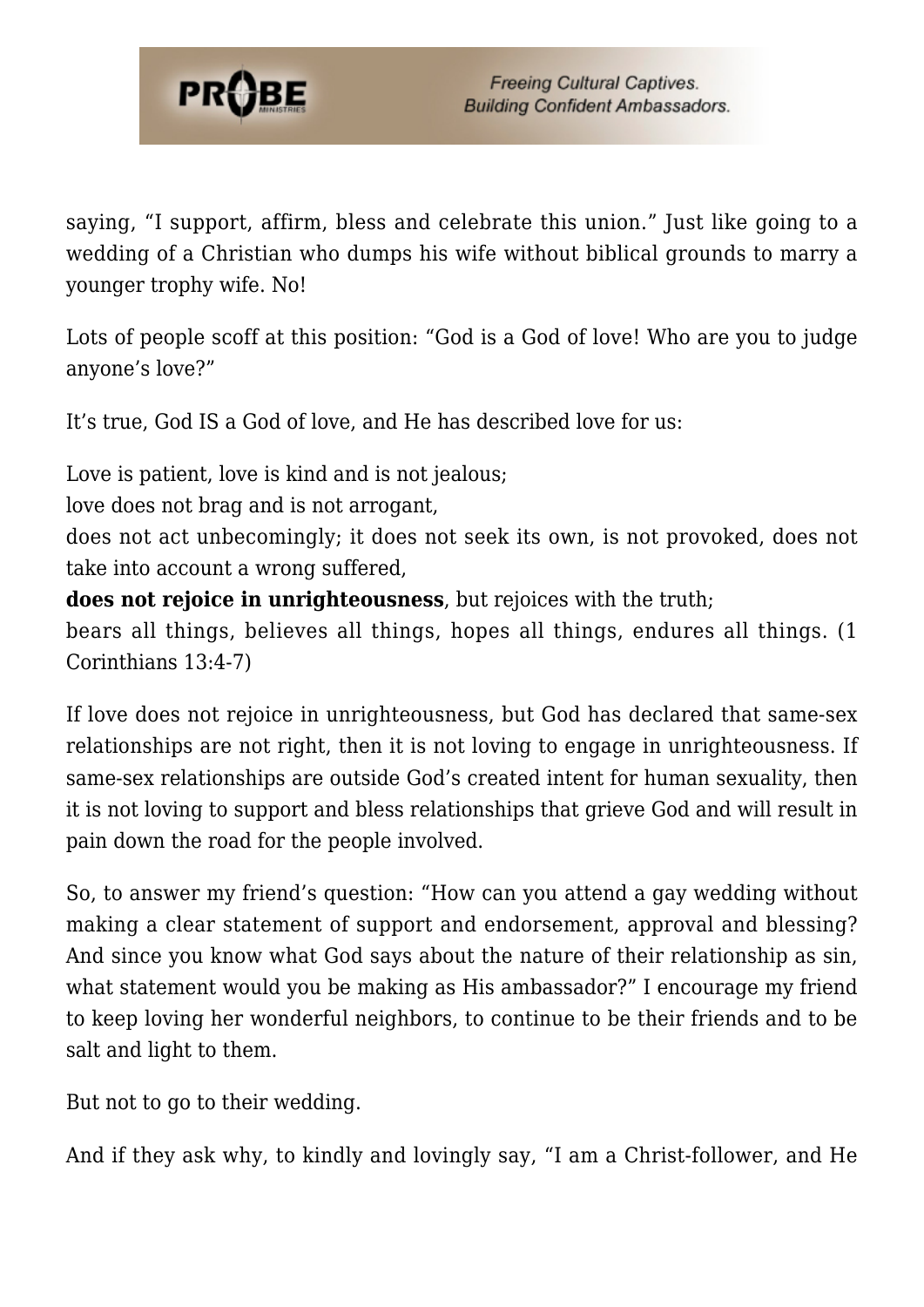saying, "I support, affirm, bless and celebrate this union." Just like going to a wedding of a Christian who dumps his wife without biblical grounds to marry a younger trophy wife. No!

Lots of people scoff at this position: "God is a God of love! Who are you to judge anyone's love?"

It's true, God IS a God of love, and He has described love for us:

Love is patient, love is kind and is not jealous;
love does not brag and is not arrogant,
does not act unbecomingly; it does not seek its own, is not provoked, does not take into account a wrong suffered,
**does not rejoice in unrighteousness**, but rejoices with the truth;
bears all things, believes all things, hopes all things, endures all things. (1 Corinthians 13:4-7)

If love does not rejoice in unrighteousness, but God has declared that same-sex relationships are not right, then it is not loving to engage in unrighteousness. If same-sex relationships are outside God's created intent for human sexuality, then it is not loving to support and bless relationships that grieve God and will result in pain down the road for the people involved.

So, to answer my friend's question: "How can you attend a gay wedding without making a clear statement of support and endorsement, approval and blessing? And since you know what God says about the nature of their relationship as sin, what statement would you be making as His ambassador?" I encourage my friend to keep loving her wonderful neighbors, to continue to be their friends and to be salt and light to them.

But not to go to their wedding.

And if they ask why, to kindly and lovingly say, "I am a Christ-follower, and He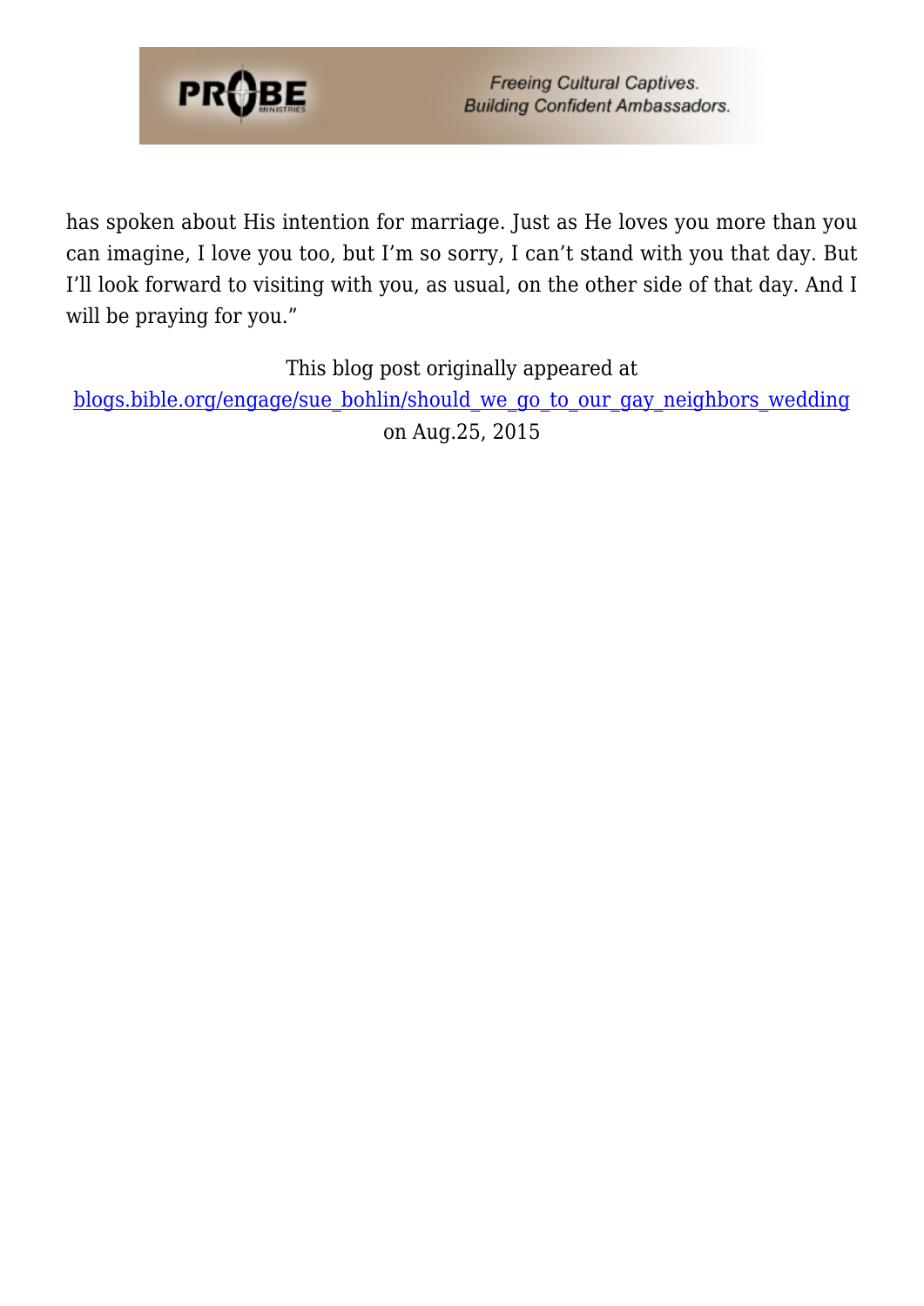has spoken about His intention for marriage. Just as He loves you more than you can imagine, I love you too, but I'm so sorry, I can't stand with you that day. But I'll look forward to visiting with you, as usual, on the other side of that day. And I will be praying for you."

This blog post originally appeared at [blogs.bible.org/engage/sue_bohlin/should_we_go_to_our_gay_neighbors_wedding](blogs.bible.org/engage/sue_bohlin/should_we_go_to_our_gay_neighbors_wedding) on Aug.25, 2015